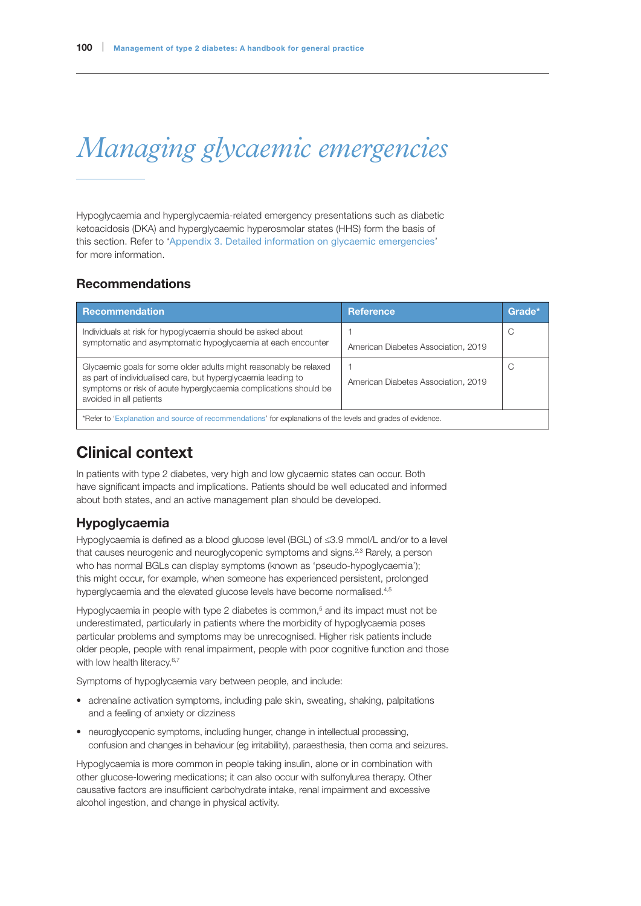# Managing glycaemic emergencies

Hypoglycaemia and hyperglycaemia-related emergency presentations such as diabetic ketoacidosis (DKA) and hyperglycaemic hyperosmolar states (HHS) form the basis of this section. Refer to 'Appendix 3. Detailed information on glycaemic emergencies' for more information.

## Recommendations

| Recommendation | Reference | Grade* |
|---|---|---|
| Individuals at risk for hypoglycaemia should be asked about symptomatic and asymptomatic hypoglycaemia at each encounter | 1<br>American Diabetes Association, 2019 | C |
| Glycaemic goals for some older adults might reasonably be relaxed as part of individualised care, but hyperglycaemia leading to symptoms or risk of acute hyperglycaemia complications should be avoided in all patients | 1<br>American Diabetes Association, 2019 | C |
| *Refer to 'Explanation and source of recommendations' for explanations of the levels and grades of evidence. | | |

## Clinical context

In patients with type 2 diabetes, very high and low glycaemic states can occur. Both have significant impacts and implications. Patients should be well educated and informed about both states, and an active management plan should be developed.

### Hypoglycaemia

Hypoglycaemia is defined as a blood glucose level (BGL) of ≤3.9 mmol/L and/or to a level that causes neurogenic and neuroglycopenic symptoms and signs.[2,3] Rarely, a person who has normal BGLs can display symptoms (known as 'pseudo-hypoglycaemia'); this might occur, for example, when someone has experienced persistent, prolonged hyperglycaemia and the elevated glucose levels have become normalised.[4,5]

Hypoglycaemia in people with type 2 diabetes is common,[5] and its impact must not be underestimated, particularly in patients where the morbidity of hypoglycaemia poses particular problems and symptoms may be unrecognised. Higher risk patients include older people, people with renal impairment, people with poor cognitive function and those with low health literacy.[6,7]

Symptoms of hypoglycaemia vary between people, and include:

- adrenaline activation symptoms, including pale skin, sweating, shaking, palpitations and a feeling of anxiety or dizziness
- neuroglycopenic symptoms, including hunger, change in intellectual processing, confusion and changes in behaviour (eg irritability), paraesthesia, then coma and seizures.

Hypoglycaemia is more common in people taking insulin, alone or in combination with other glucose-lowering medications; it can also occur with sulfonylurea therapy. Other causative factors are insufficient carbohydrate intake, renal impairment and excessive alcohol ingestion, and change in physical activity.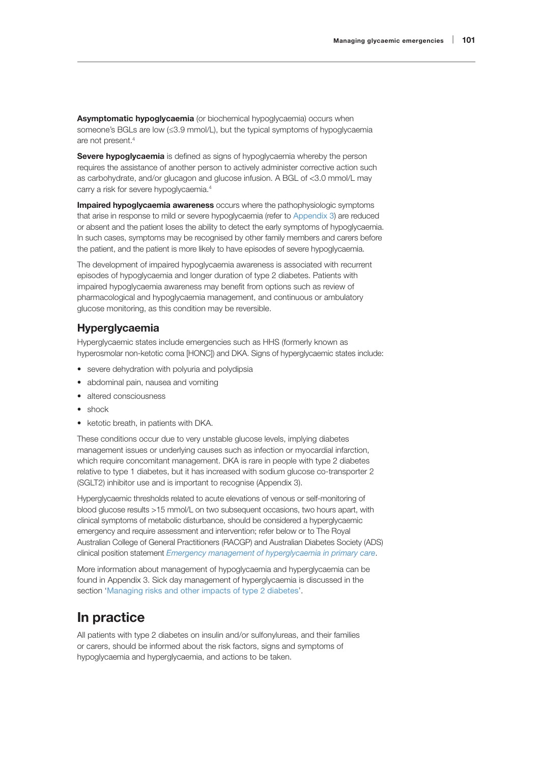**Asymptomatic hypoglycaemia** (or biochemical hypoglycaemia) occurs when someone's BGLs are low (≤3.9 mmol/L), but the typical symptoms of hypoglycaemia are not present.[4]

**Severe hypoglycaemia** is defined as signs of hypoglycaemia whereby the person requires the assistance of another person to actively administer corrective action such as carbohydrate, and/or glucagon and glucose infusion. A BGL of <3.0 mmol/L may carry a risk for severe hypoglycaemia.[4]

**Impaired hypoglycaemia awareness** occurs where the pathophysiologic symptoms that arise in response to mild or severe hypoglycaemia (refer to Appendix 3) are reduced or absent and the patient loses the ability to detect the early symptoms of hypoglycaemia. In such cases, symptoms may be recognised by other family members and carers before the patient, and the patient is more likely to have episodes of severe hypoglycaemia.

The development of impaired hypoglycaemia awareness is associated with recurrent episodes of hypoglycaemia and longer duration of type 2 diabetes. Patients with impaired hypoglycaemia awareness may benefit from options such as review of pharmacological and hypoglycaemia management, and continuous or ambulatory glucose monitoring, as this condition may be reversible.

### Hyperglycaemia

Hyperglycaemic states include emergencies such as HHS (formerly known as hyperosmolar non-ketotic coma [HONC]) and DKA. Signs of hyperglycaemic states include:

- severe dehydration with polyuria and polydipsia
- abdominal pain, nausea and vomiting
- altered consciousness
- shock
- ketotic breath, in patients with DKA.

These conditions occur due to very unstable glucose levels, implying diabetes management issues or underlying causes such as infection or myocardial infarction, which require concomitant management. DKA is rare in people with type 2 diabetes relative to type 1 diabetes, but it has increased with sodium glucose co-transporter 2 (SGLT2) inhibitor use and is important to recognise (Appendix 3).

Hyperglycaemic thresholds related to acute elevations of venous or self-monitoring of blood glucose results >15 mmol/L on two subsequent occasions, two hours apart, with clinical symptoms of metabolic disturbance, should be considered a hyperglycaemic emergency and require assessment and intervention; refer below or to The Royal Australian College of General Practitioners (RACGP) and Australian Diabetes Society (ADS) clinical position statement *Emergency management of hyperglycaemia in primary care*.

More information about management of hypoglycaemia and hyperglycaemia can be found in Appendix 3. Sick day management of hyperglycaemia is discussed in the section 'Managing risks and other impacts of type 2 diabetes'.

## In practice

All patients with type 2 diabetes on insulin and/or sulfonylureas, and their families or carers, should be informed about the risk factors, signs and symptoms of hypoglycaemia and hyperglycaemia, and actions to be taken.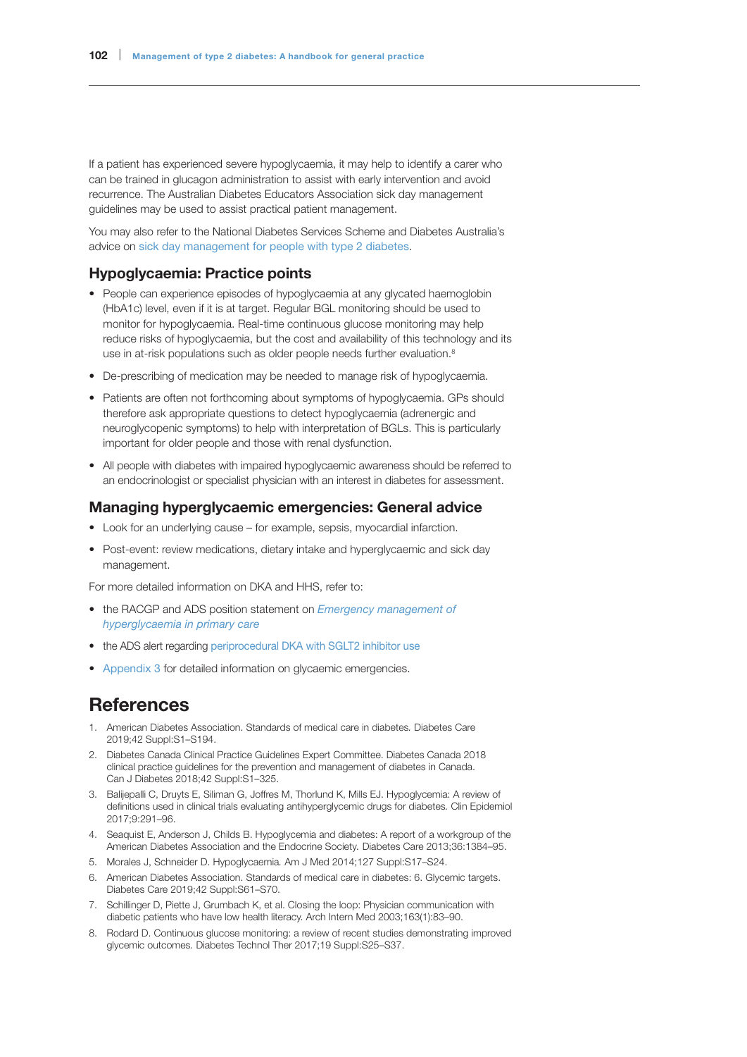If a patient has experienced severe hypoglycaemia, it may help to identify a carer who can be trained in glucagon administration to assist with early intervention and avoid recurrence. The Australian Diabetes Educators Association sick day management guidelines may be used to assist practical patient management.

You may also refer to the National Diabetes Services Scheme and Diabetes Australia's advice on sick day management for people with type 2 diabetes.

### Hypoglycaemia: Practice points

- People can experience episodes of hypoglycaemia at any glycated haemoglobin (HbA1c) level, even if it is at target. Regular BGL monitoring should be used to monitor for hypoglycaemia. Real-time continuous glucose monitoring may help reduce risks of hypoglycaemia, but the cost and availability of this technology and its use in at-risk populations such as older people needs further evaluation.[8]
- De-prescribing of medication may be needed to manage risk of hypoglycaemia.
- Patients are often not forthcoming about symptoms of hypoglycaemia. GPs should therefore ask appropriate questions to detect hypoglycaemia (adrenergic and neuroglycopenic symptoms) to help with interpretation of BGLs. This is particularly important for older people and those with renal dysfunction.
- All people with diabetes with impaired hypoglycaemic awareness should be referred to an endocrinologist or specialist physician with an interest in diabetes for assessment.

### Managing hyperglycaemic emergencies: General advice

- Look for an underlying cause – for example, sepsis, myocardial infarction.
- Post-event: review medications, dietary intake and hyperglycaemic and sick day management.

For more detailed information on DKA and HHS, refer to:

- the RACGP and ADS position statement on *Emergency management of hyperglycaemia in primary care*
- the ADS alert regarding periprocedural DKA with SGLT2 inhibitor use
- Appendix 3 for detailed information on glycaemic emergencies.

## References

1. American Diabetes Association. Standards of medical care in diabetes. Diabetes Care 2019;42 Suppl:S1–S194.
2. Diabetes Canada Clinical Practice Guidelines Expert Committee. Diabetes Canada 2018 clinical practice guidelines for the prevention and management of diabetes in Canada. Can J Diabetes 2018;42 Suppl:S1–325.
3. Balijepalli C, Druyts E, Siliman G, Joffres M, Thorlund K, Mills EJ. Hypoglycemia: A review of definitions used in clinical trials evaluating antihyperglycemic drugs for diabetes. Clin Epidemiol 2017;9:291–96.
4. Seaquist E, Anderson J, Childs B. Hypoglycemia and diabetes: A report of a workgroup of the American Diabetes Association and the Endocrine Society. Diabetes Care 2013;36:1384–95.
5. Morales J, Schneider D. Hypoglycaemia. Am J Med 2014;127 Suppl:S17–S24.
6. American Diabetes Association. Standards of medical care in diabetes: 6. Glycemic targets. Diabetes Care 2019;42 Suppl:S61–S70.
7. Schillinger D, Piette J, Grumbach K, et al. Closing the loop: Physician communication with diabetic patients who have low health literacy. Arch Intern Med 2003;163(1):83–90.
8. Rodard D. Continuous glucose monitoring: a review of recent studies demonstrating improved glycemic outcomes. Diabetes Technol Ther 2017;19 Suppl:S25–S37.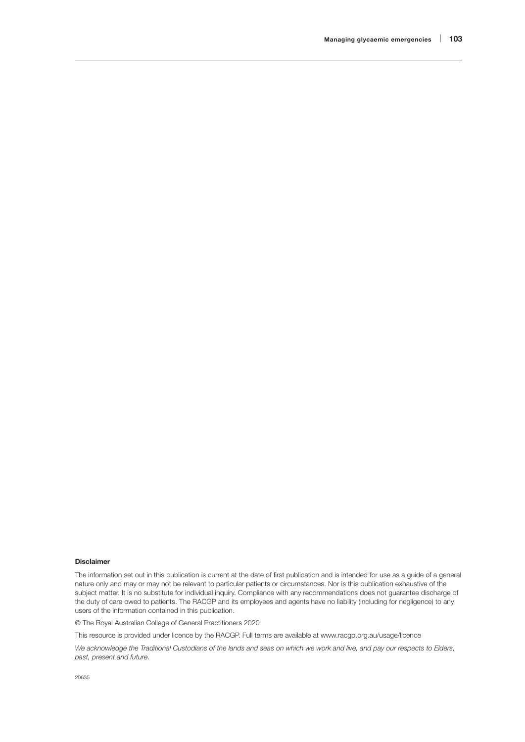**Disclaimer**

The information set out in this publication is current at the date of first publication and is intended for use as a guide of a general nature only and may or may not be relevant to particular patients or circumstances. Nor is this publication exhaustive of the subject matter. It is no substitute for individual inquiry. Compliance with any recommendations does not guarantee discharge of the duty of care owed to patients. The RACGP and its employees and agents have no liability (including for negligence) to any users of the information contained in this publication.

© The Royal Australian College of General Practitioners 2020

This resource is provided under licence by the RACGP. Full terms are available at www.racgp.org.au/usage/licence

*We acknowledge the Traditional Custodians of the lands and seas on which we work and live, and pay our respects to Elders, past, present and future.*

20635